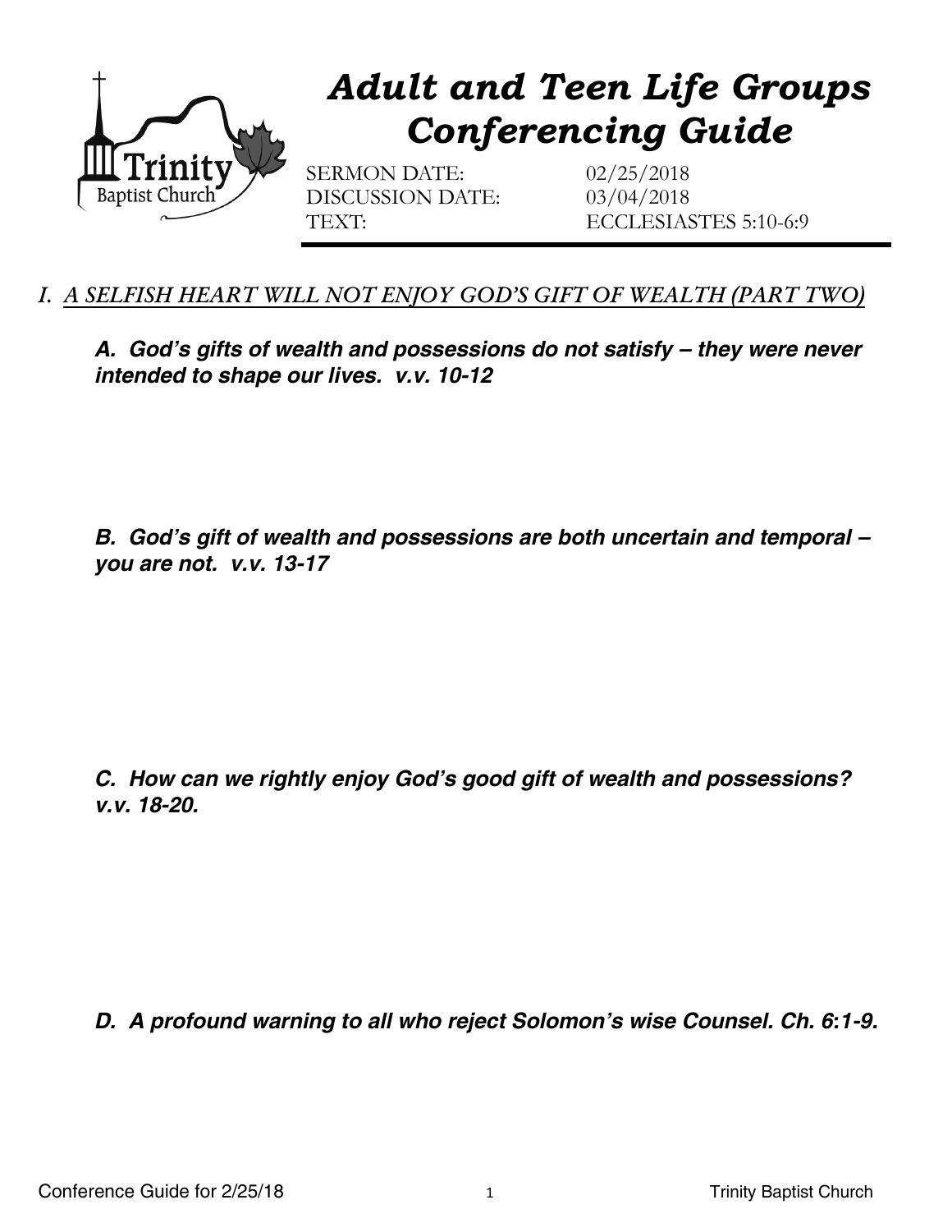# *Adult and Teen Life Groups Conferencing Guide*

SERMON DATE: 02/25/2018
DISCUSSION DATE: 03/04/2018
TEXT: ECCLESIASTES 5:10-6:9

## *I. A SELFISH HEART WILL NOT ENJOY GOD'S GIFT OF WEALTH (PART TWO)*

***A. God's gifts of wealth and possessions do not satisfy – they were never intended to shape our lives. v.v. 10-12***

***B. God's gift of wealth and possessions are both uncertain and temporal – you are not. v.v. 13-17***

***C. How can we rightly enjoy God's good gift of wealth and possessions? v.v. 18-20.***

***D. A profound warning to all who reject Solomon's wise Counsel. Ch. 6:1-9.***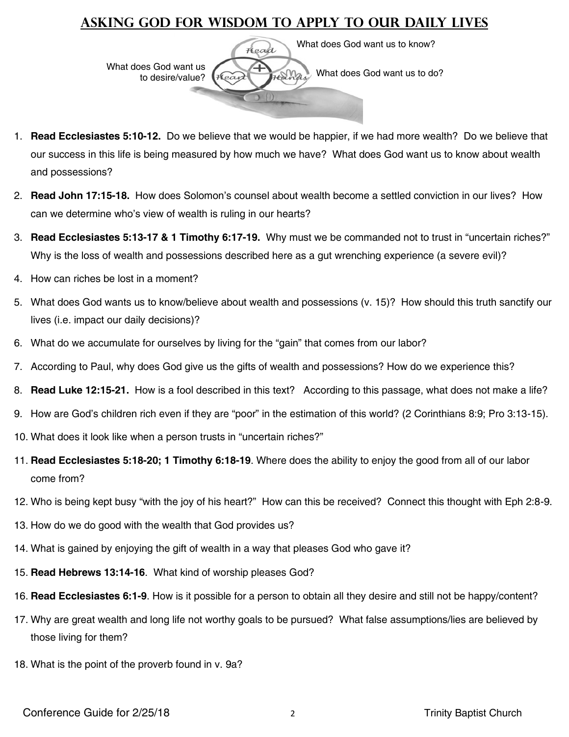# ASKING GOD FOR WISDOM TO APPLY TO OUR DAILY LIVES

What does God want us to know?

What does God want us to desire/value?

What does God want us to do?

1. **Read Ecclesiastes 5:10-12.** Do we believe that we would be happier, if we had more wealth? Do we believe that our success in this life is being measured by how much we have? What does God want us to know about wealth and possessions?
2. **Read John 17:15-18.** How does Solomon's counsel about wealth become a settled conviction in our lives? How can we determine who's view of wealth is ruling in our hearts?
3. **Read Ecclesiastes 5:13-17 & 1 Timothy 6:17-19.** Why must we be commanded not to trust in "uncertain riches?" Why is the loss of wealth and possessions described here as a gut wrenching experience (a severe evil)?
4. How can riches be lost in a moment?
5. What does God wants us to know/believe about wealth and possessions (v. 15)? How should this truth sanctify our lives (i.e. impact our daily decisions)?
6. What do we accumulate for ourselves by living for the "gain" that comes from our labor?
7. According to Paul, why does God give us the gifts of wealth and possessions? How do we experience this?
8. **Read Luke 12:15-21.** How is a fool described in this text? According to this passage, what does not make a life?
9. How are God's children rich even if they are "poor" in the estimation of this world? (2 Corinthians 8:9; Pro 3:13-15).
10. What does it look like when a person trusts in "uncertain riches?"
11. **Read Ecclesiastes 5:18-20; 1 Timothy 6:18-19**. Where does the ability to enjoy the good from all of our labor come from?
12. Who is being kept busy "with the joy of his heart?" How can this be received? Connect this thought with Eph 2:8-9.
13. How do we do good with the wealth that God provides us?
14. What is gained by enjoying the gift of wealth in a way that pleases God who gave it?
15. **Read Hebrews 13:14-16**. What kind of worship pleases God?
16. **Read Ecclesiastes 6:1-9**. How is it possible for a person to obtain all they desire and still not be happy/content?
17. Why are great wealth and long life not worthy goals to be pursued? What false assumptions/lies are believed by those living for them?
18. What is the point of the proverb found in v. 9a?